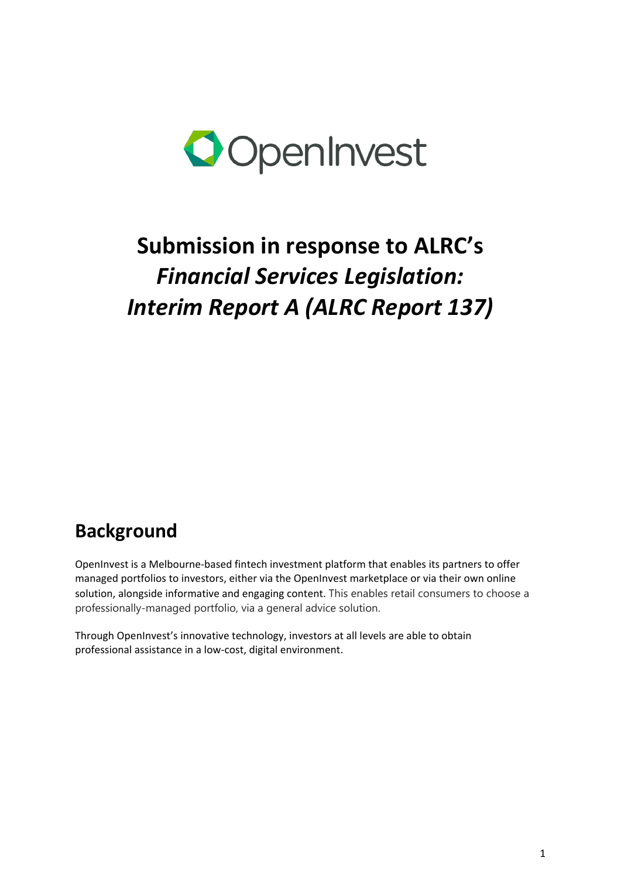OpenInvest

# Submission in response to ALRC's *Financial Services Legislation: Interim Report A (ALRC Report 137)*

## Background

OpenInvest is a Melbourne-based fintech investment platform that enables its partners to offer managed portfolios to investors, either via the OpenInvest marketplace or via their own online solution, alongside informative and engaging content. This enables retail consumers to choose a professionally-managed portfolio, via a general advice solution.

Through OpenInvest's innovative technology, investors at all levels are able to obtain professional assistance in a low-cost, digital environment.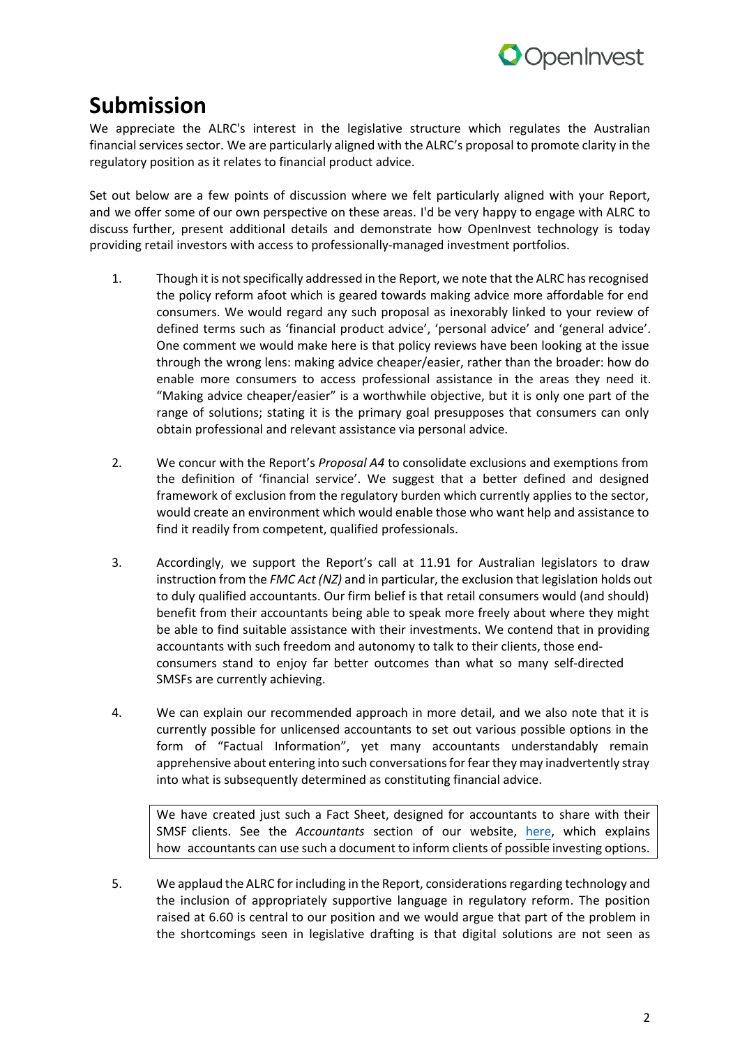# Submission

We appreciate the ALRC's interest in the legislative structure which regulates the Australian financial services sector. We are particularly aligned with the ALRC's proposal to promote clarity in the regulatory position as it relates to financial product advice.

Set out below are a few points of discussion where we felt particularly aligned with your Report, and we offer some of our own perspective on these areas. I'd be very happy to engage with ALRC to discuss further, present additional details and demonstrate how OpenInvest technology is today providing retail investors with access to professionally-managed investment portfolios.

1. Though it is not specifically addressed in the Report, we note that the ALRC has recognised the policy reform afoot which is geared towards making advice more affordable for end consumers. We would regard any such proposal as inexorably linked to your review of defined terms such as 'financial product advice', 'personal advice' and 'general advice'. One comment we would make here is that policy reviews have been looking at the issue through the wrong lens: making advice cheaper/easier, rather than the broader: how do enable more consumers to access professional assistance in the areas they need it. "Making advice cheaper/easier" is a worthwhile objective, but it is only one part of the range of solutions; stating it is the primary goal presupposes that consumers can only obtain professional and relevant assistance via personal advice.

2. We concur with the Report's *Proposal A4* to consolidate exclusions and exemptions from the definition of 'financial service'. We suggest that a better defined and designed framework of exclusion from the regulatory burden which currently applies to the sector, would create an environment which would enable those who want help and assistance to find it readily from competent, qualified professionals.

3. Accordingly, we support the Report's call at 11.91 for Australian legislators to draw instruction from the *FMC Act (NZ)* and in particular, the exclusion that legislation holds out to duly qualified accountants. Our firm belief is that retail consumers would (and should) benefit from their accountants being able to speak more freely about where they might be able to find suitable assistance with their investments. We contend that in providing accountants with such freedom and autonomy to talk to their clients, those end-consumers stand to enjoy far better outcomes than what so many self-directed SMSFs are currently achieving.

4. We can explain our recommended approach in more detail, and we also note that it is currently possible for unlicensed accountants to set out various possible options in the form of "Factual Information", yet many accountants understandably remain apprehensive about entering into such conversations for fear they may inadvertently stray into what is subsequently determined as constituting financial advice.

   > We have created just such a Fact Sheet, designed for accountants to share with their SMSF clients. See the *Accountants* section of our website, here, which explains how accountants can use such a document to inform clients of possible investing options.

5. We applaud the ALRC for including in the Report, considerations regarding technology and the inclusion of appropriately supportive language in regulatory reform. The position raised at 6.60 is central to our position and we would argue that part of the problem in the shortcomings seen in legislative drafting is that digital solutions are not seen as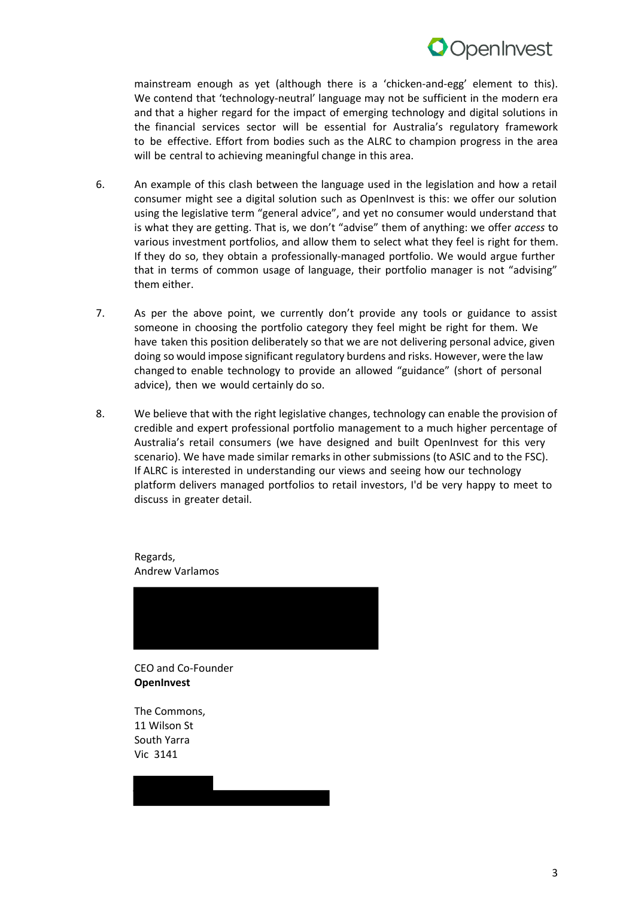mainstream enough as yet (although there is a 'chicken-and-egg' element to this). We contend that 'technology-neutral' language may not be sufficient in the modern era and that a higher regard for the impact of emerging technology and digital solutions in the financial services sector will be essential for Australia's regulatory framework to be effective. Effort from bodies such as the ALRC to champion progress in the area will be central to achieving meaningful change in this area.

6. An example of this clash between the language used in the legislation and how a retail consumer might see a digital solution such as OpenInvest is this: we offer our solution using the legislative term "general advice", and yet no consumer would understand that is what they are getting. That is, we don't "advise" them of anything: we offer *access* to various investment portfolios, and allow them to select what they feel is right for them. If they do so, they obtain a professionally-managed portfolio. We would argue further that in terms of common usage of language, their portfolio manager is not "advising" them either.

7. As per the above point, we currently don't provide any tools or guidance to assist someone in choosing the portfolio category they feel might be right for them. We have taken this position deliberately so that we are not delivering personal advice, given doing so would impose significant regulatory burdens and risks. However, were the law changed to enable technology to provide an allowed "guidance" (short of personal advice), then we would certainly do so.

8. We believe that with the right legislative changes, technology can enable the provision of credible and expert professional portfolio management to a much higher percentage of Australia's retail consumers (we have designed and built OpenInvest for this very scenario). We have made similar remarks in other submissions (to ASIC and to the FSC). If ALRC is interested in understanding our views and seeing how our technology platform delivers managed portfolios to retail investors, I'd be very happy to meet to discuss in greater detail.

Regards,
Andrew Varlamos

CEO and Co-Founder
**OpenInvest**

The Commons,
11 Wilson St
South Yarra
Vic 3141